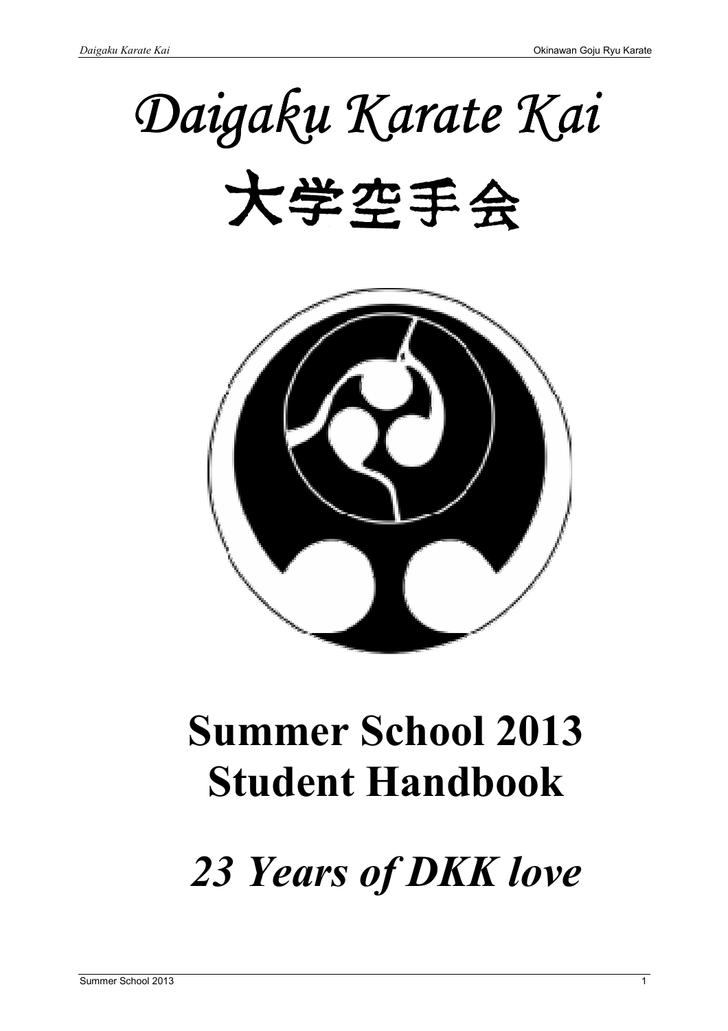# Daigaku Karate Kai

# 大学空手会

# Summer School 2013 Student Handbook

*23 Years of DKK love*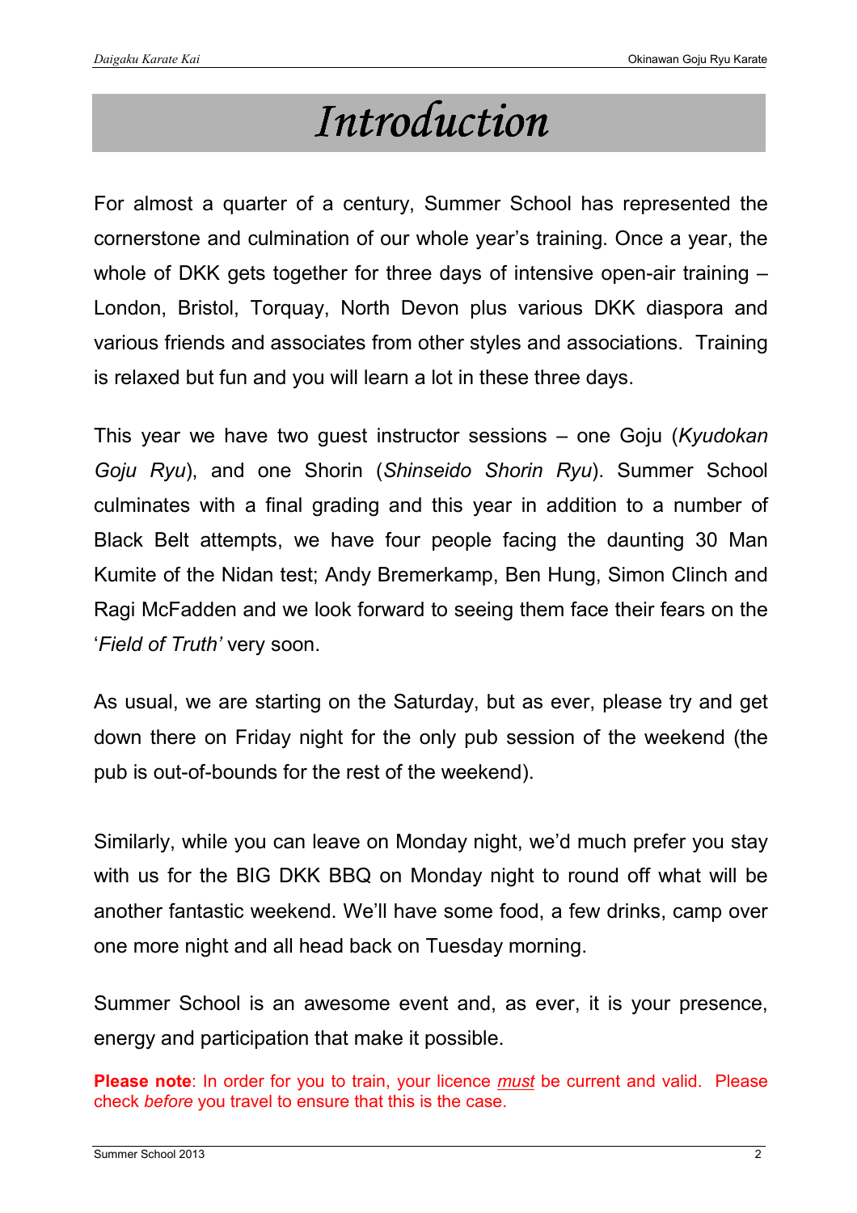# Introduction

For almost a quarter of a century, Summer School has represented the cornerstone and culmination of our whole year's training. Once a year, the whole of DKK gets together for three days of intensive open-air training – London, Bristol, Torquay, North Devon plus various DKK diaspora and various friends and associates from other styles and associations. Training is relaxed but fun and you will learn a lot in these three days.

This year we have two guest instructor sessions – one Goju (*Kyudokan Goju Ryu*), and one Shorin (*Shinseido Shorin Ryu*). Summer School culminates with a final grading and this year in addition to a number of Black Belt attempts, we have four people facing the daunting 30 Man Kumite of the Nidan test; Andy Bremerkamp, Ben Hung, Simon Clinch and Ragi McFadden and we look forward to seeing them face their fears on the '*Field of Truth'* very soon.

As usual, we are starting on the Saturday, but as ever, please try and get down there on Friday night for the only pub session of the weekend (the pub is out-of-bounds for the rest of the weekend).

Similarly, while you can leave on Monday night, we'd much prefer you stay with us for the BIG DKK BBQ on Monday night to round off what will be another fantastic weekend. We'll have some food, a few drinks, camp over one more night and all head back on Tuesday morning.

Summer School is an awesome event and, as ever, it is your presence, energy and participation that make it possible.

**Please note**: In order for you to train, your licence ***must*** be current and valid. Please check *before* you travel to ensure that this is the case.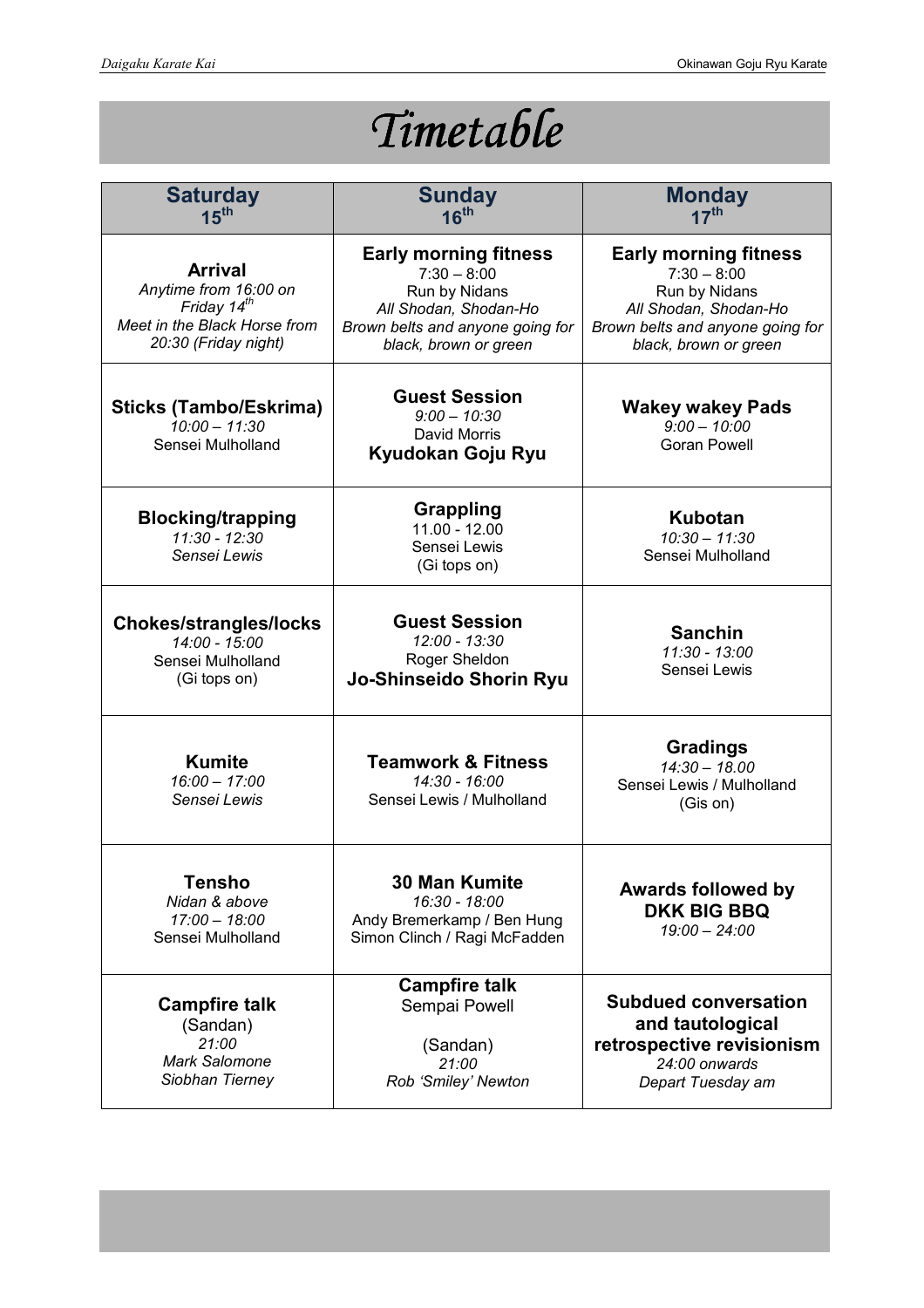# Timetable

| **Saturday 15th** | **Sunday 16th** | **Monday 17th** |
|---|---|---|
| **Arrival**<br>*Anytime from 16:00 on Friday 14th*<br>*Meet in the Black Horse from 20:30 (Friday night)* | **Early morning fitness**<br>7:30 – 8:00<br>Run by Nidans<br>*All Shodan, Shodan-Ho Brown belts and anyone going for black, brown or green* | **Early morning fitness**<br>7:30 – 8:00<br>Run by Nidans<br>*All Shodan, Shodan-Ho Brown belts and anyone going for black, brown or green* |
| **Sticks (Tambo/Eskrima)**<br>*10:00 – 11:30*<br>Sensei Mulholland | **Guest Session**<br>*9:00 – 10:30*<br>David Morris<br>**Kyudokan Goju Ryu** | **Wakey wakey Pads**<br>*9:00 – 10:00*<br>Goran Powell |
| **Blocking/trapping**<br>*11:30 - 12:30*<br>*Sensei Lewis* | **Grappling**<br>11.00 - 12.00<br>Sensei Lewis<br>(Gi tops on) | **Kubotan**<br>*10:30 – 11:30*<br>Sensei Mulholland |
| **Chokes/strangles/locks**<br>*14:00 - 15:00*<br>Sensei Mulholland<br>(Gi tops on) | **Guest Session**<br>*12:00 - 13:30*<br>Roger Sheldon<br>**Jo-Shinseido Shorin Ryu** | **Sanchin**<br>*11:30 - 13:00*<br>Sensei Lewis |
| **Kumite**<br>*16:00 – 17:00*<br>*Sensei Lewis* | **Teamwork & Fitness**<br>*14:30 - 16:00*<br>Sensei Lewis / Mulholland | **Gradings**<br>*14:30 – 18.00*<br>Sensei Lewis / Mulholland<br>(Gis on) |
| **Tensho**<br>*Nidan & above*<br>*17:00 – 18:00*<br>Sensei Mulholland | **30 Man Kumite**<br>*16:30 - 18:00*<br>Andy Bremerkamp / Ben Hung<br>Simon Clinch / Ragi McFadden | **Awards followed by DKK BIG BBQ**<br>*19:00 – 24:00* |
| **Campfire talk**<br>(Sandan)<br>*21:00*<br>*Mark Salomone*<br>*Siobhan Tierney* | **Campfire talk**<br>Sempai Powell<br><br>(Sandan)<br>*21:00*<br>*Rob 'Smiley' Newton* | **Subdued conversation and tautological retrospective revisionism**<br>*24:00 onwards*<br>*Depart Tuesday am* |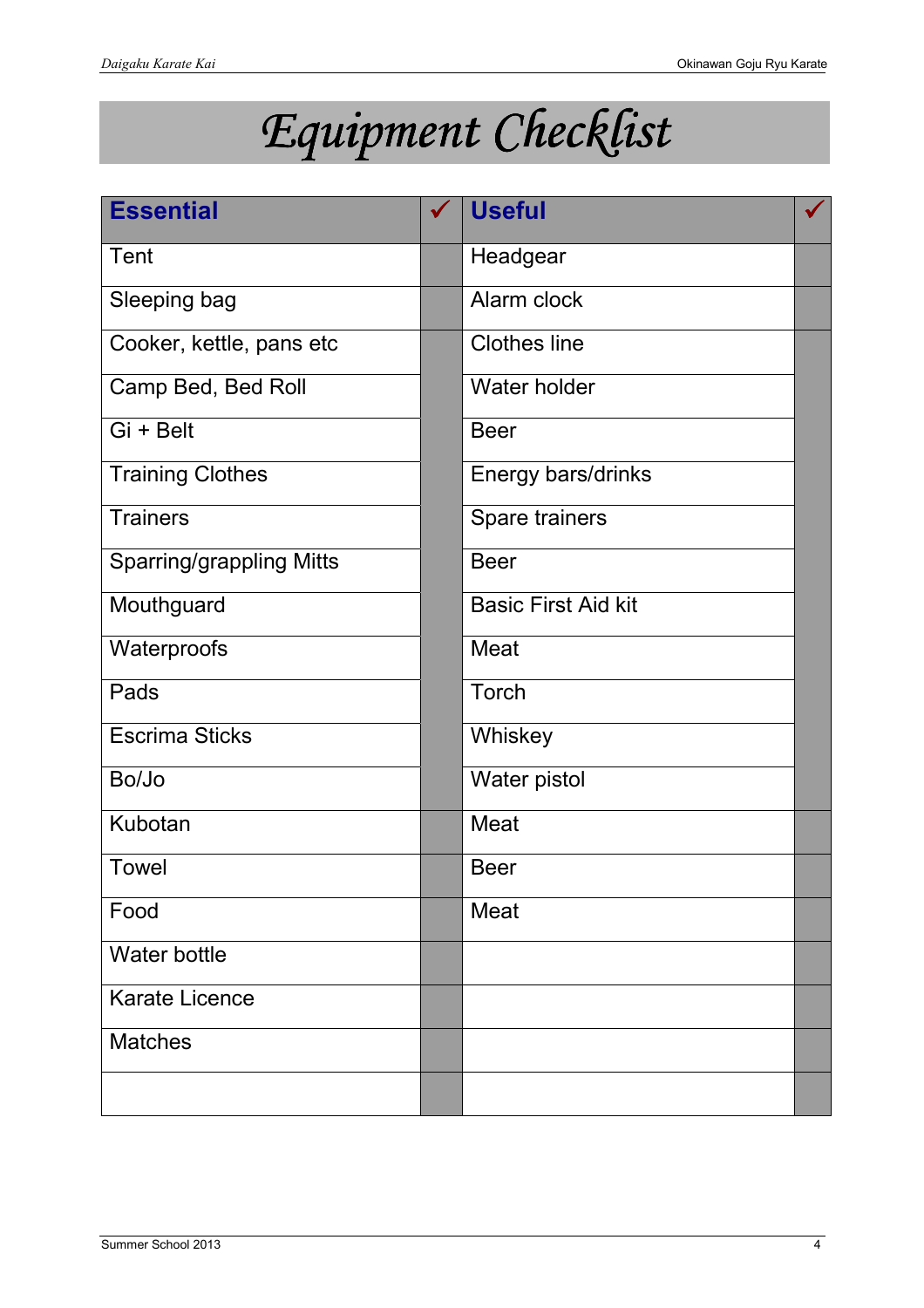# Equipment Checklist

| Essential | ✓ | Useful | ✓ |
|---|---|---|---|
| Tent | | Headgear | |
| Sleeping bag | | Alarm clock | |
| Cooker, kettle, pans etc | | Clothes line | |
| Camp Bed, Bed Roll | | Water holder | |
| Gi + Belt | | Beer | |
| Training Clothes | | Energy bars/drinks | |
| Trainers | | Spare trainers | |
| Sparring/grappling Mitts | | Beer | |
| Mouthguard | | Basic First Aid kit | |
| Waterproofs | | Meat | |
| Pads | | Torch | |
| Escrima Sticks | | Whiskey | |
| Bo/Jo | | Water pistol | |
| Kubotan | | Meat | |
| Towel | | Beer | |
| Food | | Meat | |
| Water bottle | | | |
| Karate Licence | | | |
| Matches | | | |
| | | | |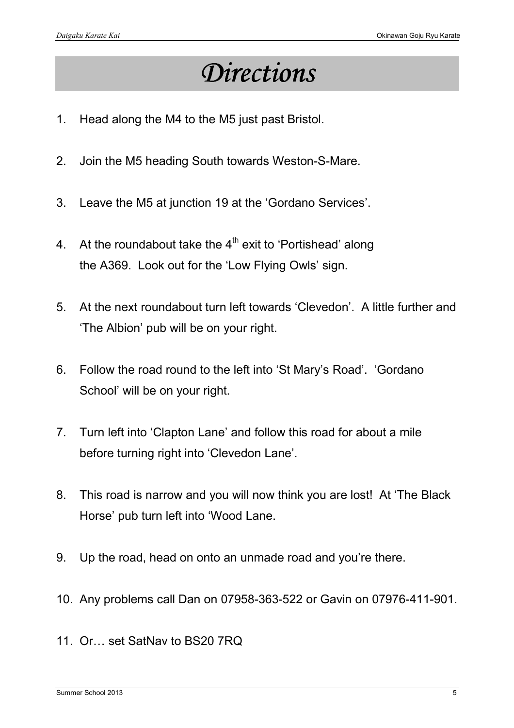# Directions

1. Head along the M4 to the M5 just past Bristol.

2. Join the M5 heading South towards Weston-S-Mare.

3. Leave the M5 at junction 19 at the 'Gordano Services'.

4. At the roundabout take the 4th exit to 'Portishead' along the A369. Look out for the 'Low Flying Owls' sign.

5. At the next roundabout turn left towards 'Clevedon'. A little further and 'The Albion' pub will be on your right.

6. Follow the road round to the left into 'St Mary's Road'. 'Gordano School' will be on your right.

7. Turn left into 'Clapton Lane' and follow this road for about a mile before turning right into 'Clevedon Lane'.

8. This road is narrow and you will now think you are lost! At 'The Black Horse' pub turn left into 'Wood Lane.

9. Up the road, head on onto an unmade road and you're there.

10. Any problems call Dan on 07958-363-522 or Gavin on 07976-411-901.

11. Or… set SatNav to BS20 7RQ